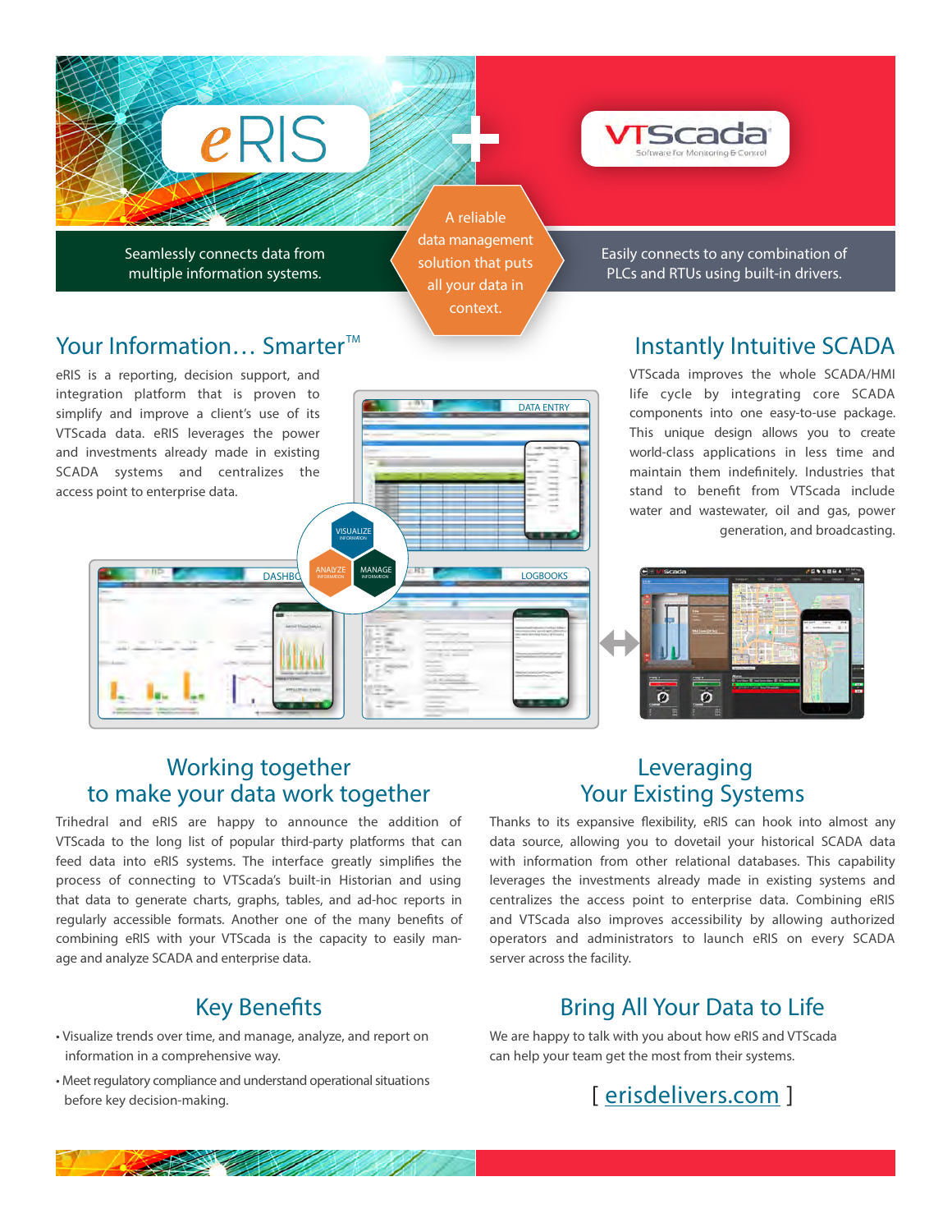# eRIS + VTScada

Seamlessly connects data from multiple information systems.

A reliable data management solution that puts all your data in context.

Easily connects to any combination of PLCs and RTUs using built-in drivers.

## Your Information… Smarter™

eRIS is a reporting, decision support, and integration platform that is proven to simplify and improve a client's use of its VTScada data. eRIS leverages the power and investments already made in existing SCADA systems and centralizes the access point to enterprise data.

## Instantly Intuitive SCADA

VTScada improves the whole SCADA/HMI life cycle by integrating core SCADA components into one easy-to-use package. This unique design allows you to create world-class applications in less time and maintain them indefinitely. Industries that stand to benefit from VTScada include water and wastewater, oil and gas, power generation, and broadcasting.

## Working together to make your data work together

Trihedral and eRIS are happy to announce the addition of VTScada to the long list of popular third-party platforms that can feed data into eRIS systems. The interface greatly simplifies the process of connecting to VTScada's built-in Historian and using that data to generate charts, graphs, tables, and ad-hoc reports in regularly accessible formats. Another one of the many benefits of combining eRIS with your VTScada is the capacity to easily manage and analyze SCADA and enterprise data.

## Leveraging Your Existing Systems

Thanks to its expansive flexibility, eRIS can hook into almost any data source, allowing you to dovetail your historical SCADA data with information from other relational databases. This capability leverages the investments already made in existing systems and centralizes the access point to enterprise data. Combining eRIS and VTScada also improves accessibility by allowing authorized operators and administrators to launch eRIS on every SCADA server across the facility.

## Key Benefits

- Visualize trends over time, and manage, analyze, and report on information in a comprehensive way.
- Meet regulatory compliance and understand operational situations before key decision-making.

## Bring All Your Data to Life

We are happy to talk with you about how eRIS and VTScada can help your team get the most from their systems.

[ erisdelivers.com ]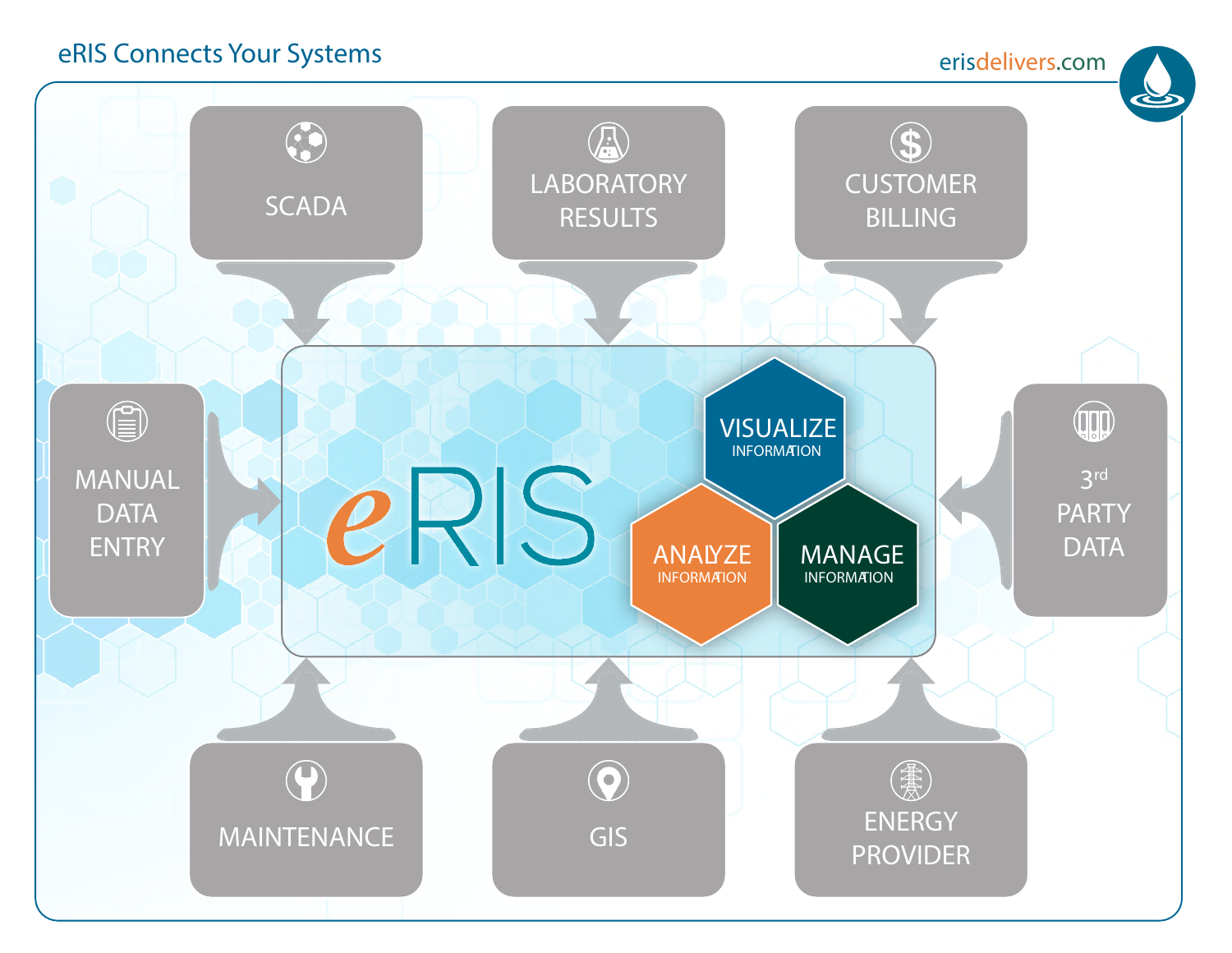# eRIS Connects Your Systems

erisdelivers.com

SCADA

LABORATORY RESULTS

CUSTOMER BILLING

MANUAL DATA ENTRY

eRIS

VISUALIZE INFORMATION

ANALYZE INFORMATION

MANAGE INFORMATION

3rd PARTY DATA

MAINTENANCE

GIS

ENERGY PROVIDER